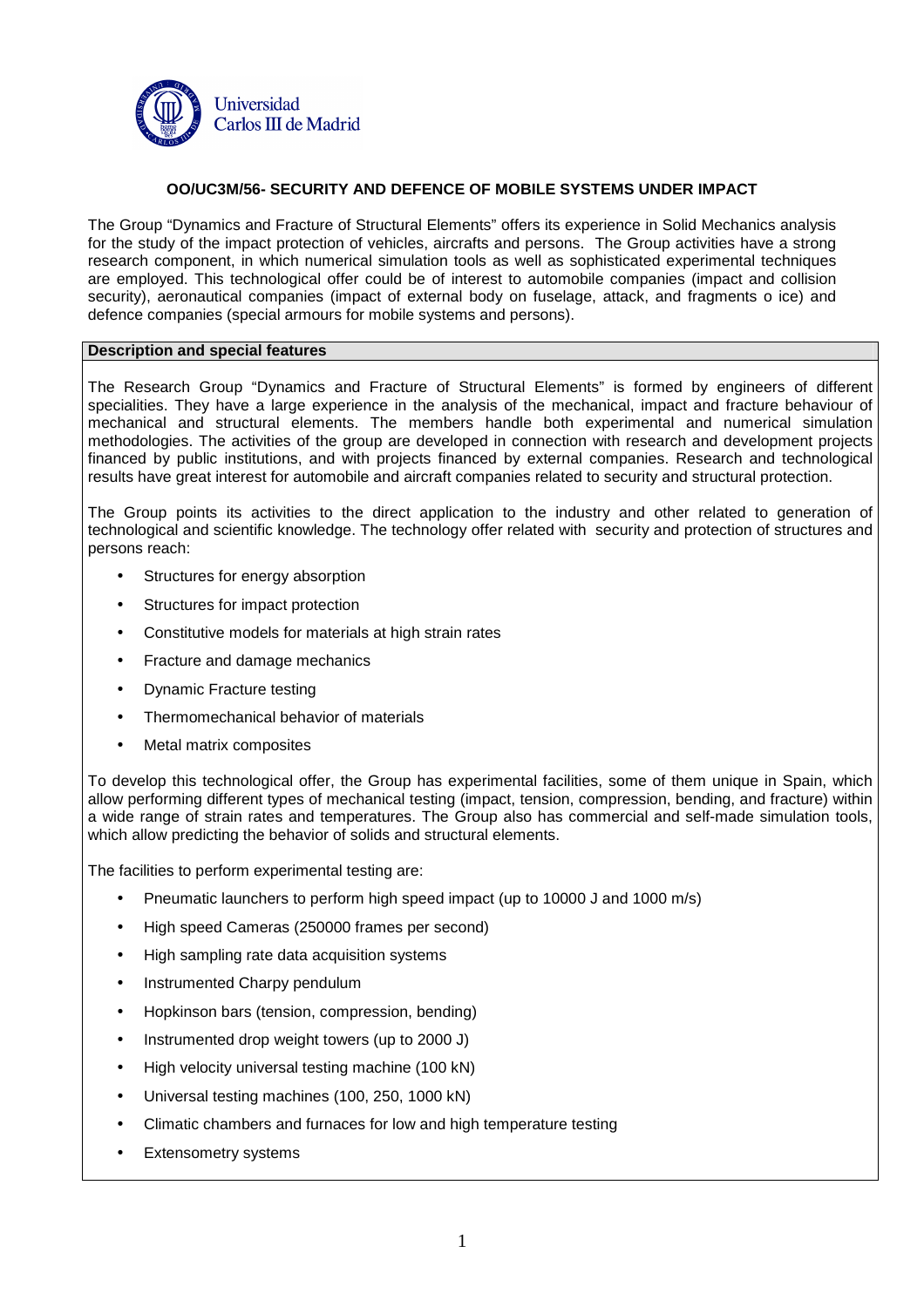# OO/UC3M/56- SECURITY AND DEFENCE OF MOBILE SYSTEMS UNDER IMPACT

The Group "Dynamics and Fracture of Structural Elements" offers its experience in Solid Mechanics analysis for the study of the impact protection of vehicles, aircrafts and persons. The Group activities have a strong research component, in which numerical simulation tools as well as sophisticated experimental techniques are employed. This technological offer could be of interest to automobile companies (impact and collision security), aeronautical companies (impact of external body on fuselage, attack, and fragments o ice) and defence companies (special armours for mobile systems and persons).

## Description and special features

The Research Group "Dynamics and Fracture of Structural Elements" is formed by engineers of different specialities. They have a large experience in the analysis of the mechanical, impact and fracture behaviour of mechanical and structural elements. The members handle both experimental and numerical simulation methodologies. The activities of the group are developed in connection with research and development projects financed by public institutions, and with projects financed by external companies. Research and technological results have great interest for automobile and aircraft companies related to security and structural protection.

The Group points its activities to the direct application to the industry and other related to generation of technological and scientific knowledge. The technology offer related with security and protection of structures and persons reach:

- Structures for energy absorption
- Structures for impact protection
- Constitutive models for materials at high strain rates
- Fracture and damage mechanics
- Dynamic Fracture testing
- Thermomechanical behavior of materials
- Metal matrix composites

To develop this technological offer, the Group has experimental facilities, some of them unique in Spain, which allow performing different types of mechanical testing (impact, tension, compression, bending, and fracture) within a wide range of strain rates and temperatures. The Group also has commercial and self-made simulation tools, which allow predicting the behavior of solids and structural elements.

The facilities to perform experimental testing are:

- Pneumatic launchers to perform high speed impact (up to 10000 J and 1000 m/s)
- High speed Cameras (250000 frames per second)
- High sampling rate data acquisition systems
- Instrumented Charpy pendulum
- Hopkinson bars (tension, compression, bending)
- Instrumented drop weight towers (up to 2000 J)
- High velocity universal testing machine (100 kN)
- Universal testing machines (100, 250, 1000 kN)
- Climatic chambers and furnaces for low and high temperature testing
- Extensometry systems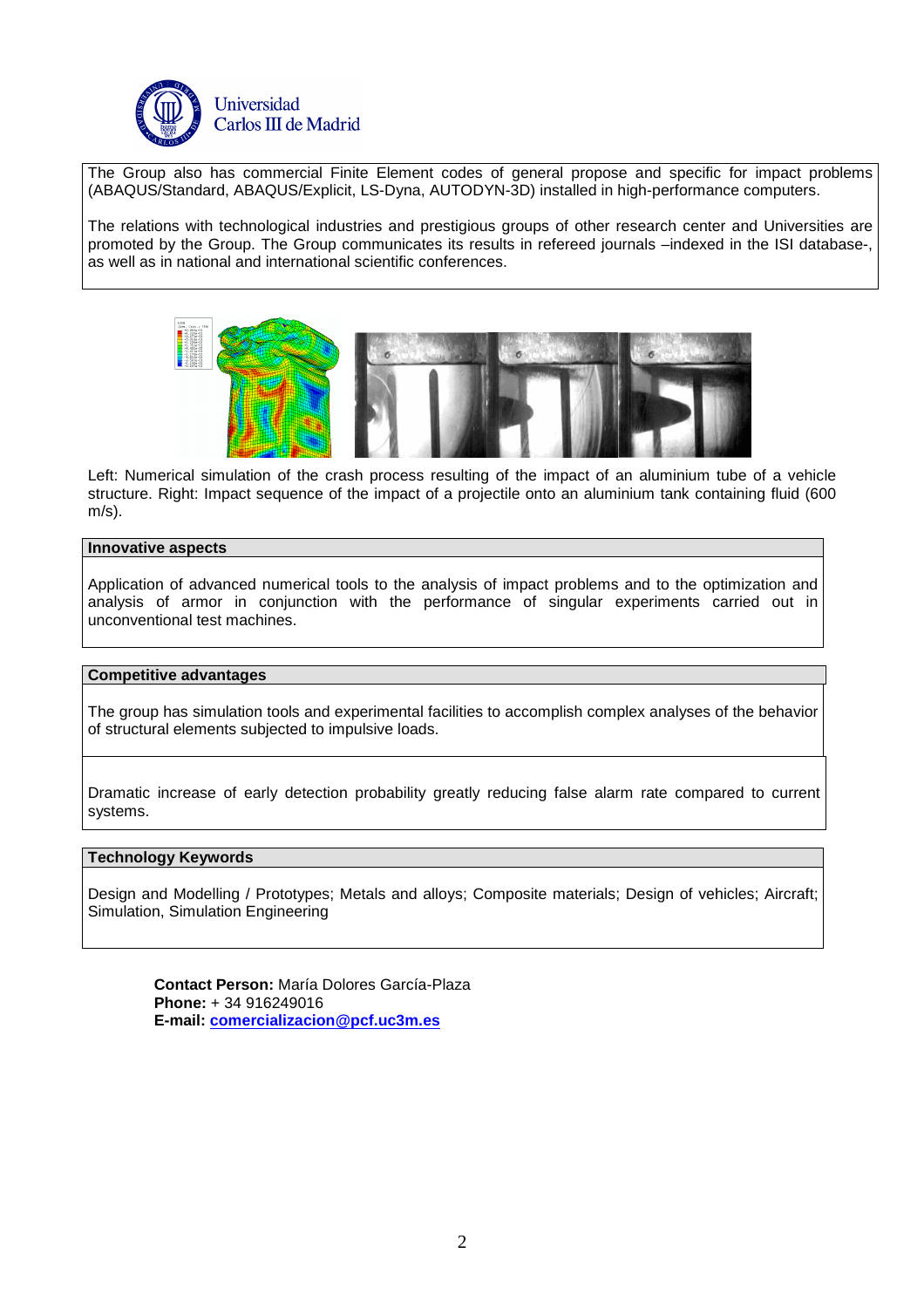The Group also has commercial Finite Element codes of general propose and specific for impact problems (ABAQUS/Standard, ABAQUS/Explicit, LS-Dyna, AUTODYN-3D) installed in high-performance computers.

The relations with technological industries and prestigious groups of other research center and Universities are promoted by the Group. The Group communicates its results in refereed journals –indexed in the ISI database-, as well as in national and international scientific conferences.

Left: Numerical simulation of the crash process resulting of the impact of an aluminium tube of a vehicle structure. Right: Impact sequence of the impact of a projectile onto an aluminium tank containing fluid (600 m/s).

## Innovative aspects

Application of advanced numerical tools to the analysis of impact problems and to the optimization and analysis of armor in conjunction with the performance of singular experiments carried out in unconventional test machines.

## Competitive advantages

The group has simulation tools and experimental facilities to accomplish complex analyses of the behavior of structural elements subjected to impulsive loads.

Dramatic increase of early detection probability greatly reducing false alarm rate compared to current systems.

## Technology Keywords

Design and Modelling / Prototypes; Metals and alloys; Composite materials; Design of vehicles; Aircraft; Simulation, Simulation Engineering

**Contact Person:** María Dolores García-Plaza
**Phone:** + 34 916249016
**E-mail:** comercializacion@pcf.uc3m.es